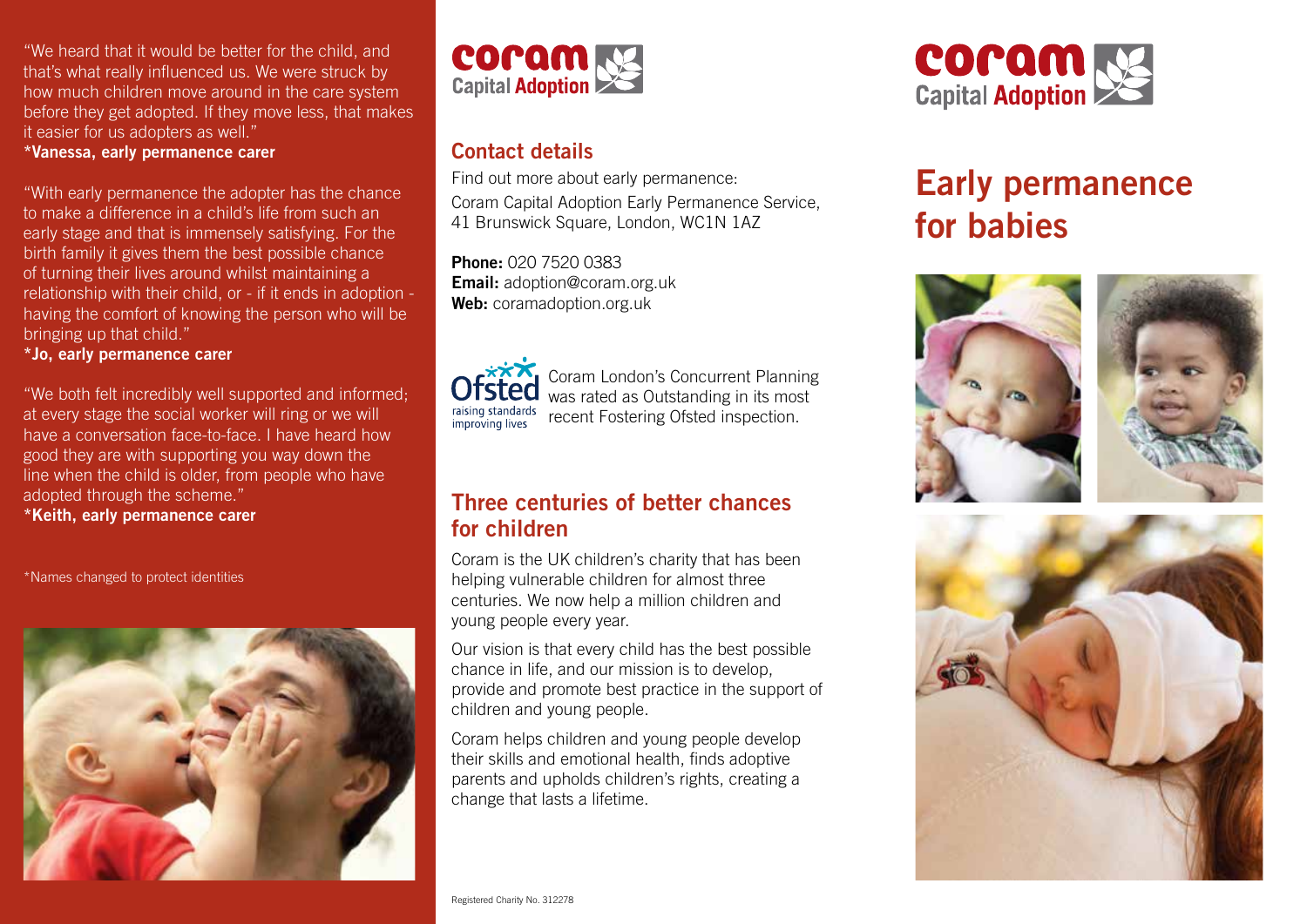"We heard that it would be better for the child, and that's what really influenced us. We were struck by how much children move around in the care system before they get adopted. If they move less, that makes it easier for us adopters as well."
**\*Vanessa, early permanence carer**

"With early permanence the adopter has the chance to make a difference in a child's life from such an early stage and that is immensely satisfying. For the birth family it gives them the best possible chance of turning their lives around whilst maintaining a relationship with their child, or - if it ends in adoption - having the comfort of knowing the person who will be bringing up that child."
**\*Jo, early permanence carer**

"We both felt incredibly well supported and informed; at every stage the social worker will ring or we will have a conversation face-to-face. I have heard how good they are with supporting you way down the line when the child is older, from people who have adopted through the scheme."
**\*Keith, early permanence carer**

\*Names changed to protect identities

coram Capital Adoption

## Contact details

Find out more about early permanence:

Coram Capital Adoption Early Permanence Service, 41 Brunswick Square, London, WC1N 1AZ

**Phone:** 020 7520 0383
**Email:** adoption@coram.org.uk
**Web:** coramadoption.org.uk

Ofsted raising standards improving lives

Coram London's Concurrent Planning was rated as Outstanding in its most recent Fostering Ofsted inspection.

## Three centuries of better chances for children

Coram is the UK children's charity that has been helping vulnerable children for almost three centuries. We now help a million children and young people every year.

Our vision is that every child has the best possible chance in life, and our mission is to develop, provide and promote best practice in the support of children and young people.

Coram helps children and young people develop their skills and emotional health, finds adoptive parents and upholds children's rights, creating a change that lasts a lifetime.

Registered Charity No. 312278

coram Capital Adoption

# Early permanence for babies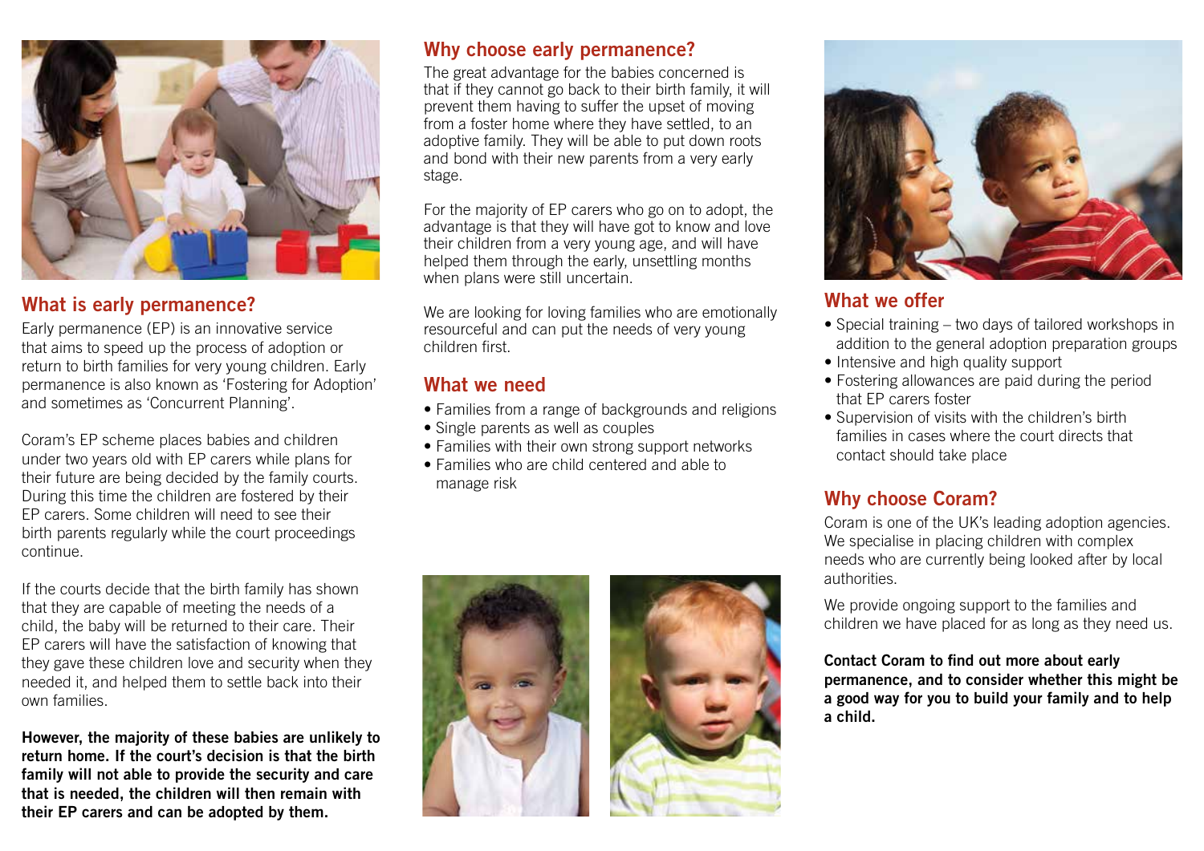## What is early permanence?

Early permanence (EP) is an innovative service that aims to speed up the process of adoption or return to birth families for very young children. Early permanence is also known as 'Fostering for Adoption' and sometimes as 'Concurrent Planning'.

Coram's EP scheme places babies and children under two years old with EP carers while plans for their future are being decided by the family courts. During this time the children are fostered by their EP carers. Some children will need to see their birth parents regularly while the court proceedings continue.

If the courts decide that the birth family has shown that they are capable of meeting the needs of a child, the baby will be returned to their care. Their EP carers will have the satisfaction of knowing that they gave these children love and security when they needed it, and helped them to settle back into their own families.

**However, the majority of these babies are unlikely to return home. If the court's decision is that the birth family will not able to provide the security and care that is needed, the children will then remain with their EP carers and can be adopted by them.**

## Why choose early permanence?

The great advantage for the babies concerned is that if they cannot go back to their birth family, it will prevent them having to suffer the upset of moving from a foster home where they have settled, to an adoptive family. They will be able to put down roots and bond with their new parents from a very early stage.

For the majority of EP carers who go on to adopt, the advantage is that they will have got to know and love their children from a very young age, and will have helped them through the early, unsettling months when plans were still uncertain.

We are looking for loving families who are emotionally resourceful and can put the needs of very young children first.

## What we need

- Families from a range of backgrounds and religions
- Single parents as well as couples
- Families with their own strong support networks
- Families who are child centered and able to manage risk

## What we offer

- Special training – two days of tailored workshops in addition to the general adoption preparation groups
- Intensive and high quality support
- Fostering allowances are paid during the period that EP carers foster
- Supervision of visits with the children's birth families in cases where the court directs that contact should take place

## Why choose Coram?

Coram is one of the UK's leading adoption agencies. We specialise in placing children with complex needs who are currently being looked after by local authorities.

We provide ongoing support to the families and children we have placed for as long as they need us.

**Contact Coram to find out more about early permanence, and to consider whether this might be a good way for you to build your family and to help a child.**